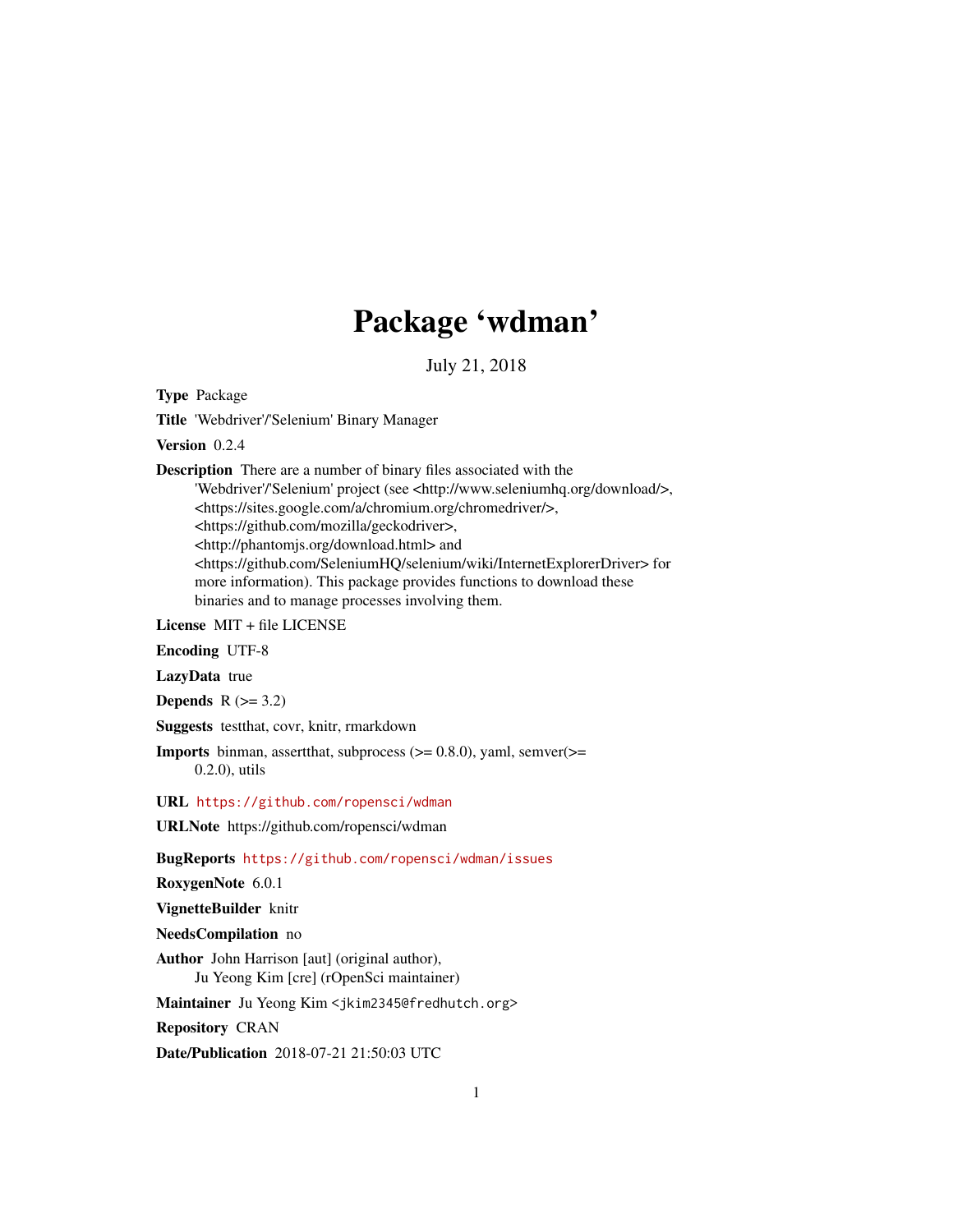# Package 'wdman'

July 21, 2018

**Type** Package

**Title** 'Webdriver'/'Selenium' Binary Manager

**Version** 0.2.4

**Description** There are a number of binary files associated with the 'Webdriver'/'Selenium' project (see <http://www.seleniumhq.org/download/>, <https://sites.google.com/a/chromium.org/chromedriver/>, <https://github.com/mozilla/geckodriver>, <http://phantomjs.org/download.html> and <https://github.com/SeleniumHQ/selenium/wiki/InternetExplorerDriver> for more information). This package provides functions to download these binaries and to manage processes involving them.

**License** MIT + file LICENSE

**Encoding** UTF-8

**LazyData** true

**Depends** R (>= 3.2)

**Suggests** testthat, covr, knitr, rmarkdown

**Imports** binman, assertthat, subprocess (>= 0.8.0), yaml, semver(>= 0.2.0), utils

**URL** https://github.com/ropensci/wdman

**URLNote** https://github.com/ropensci/wdman

**BugReports** https://github.com/ropensci/wdman/issues

**RoxygenNote** 6.0.1

**VignetteBuilder** knitr

**NeedsCompilation** no

**Author** John Harrison [aut] (original author), Ju Yeong Kim [cre] (rOpenSci maintainer)

**Maintainer** Ju Yeong Kim <jkim2345@fredhutch.org>

**Repository** CRAN

**Date/Publication** 2018-07-21 21:50:03 UTC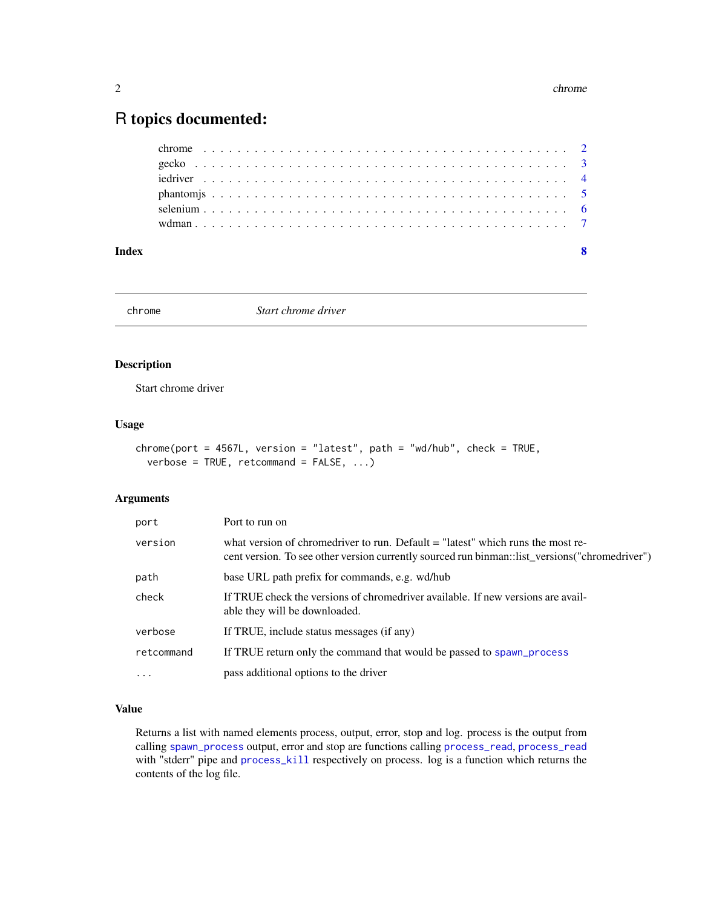# R topics documented:

- chrome . . . . . . . . . . 2
- gecko . . . . . . . . . . 3
- iedriver . . . . . . . . . . 4
- phantomjs . . . . . . . . . . 5
- selenium . . . . . . . . . . 6
- wdman . . . . . . . . . . 7

**Index** 8

---

## chrome — *Start chrome driver*

### Description

Start chrome driver

### Usage

```
chrome(port = 4567L, version = "latest", path = "wd/hub", check = TRUE,
  verbose = TRUE, retcommand = FALSE, ...)
```

### Arguments

| | |
|---|---|
| `port` | Port to run on |
| `version` | what version of chromedriver to run. Default = "latest" which runs the most recent version. To see other version currently sourced run binman::list_versions("chromedriver") |
| `path` | base URL path prefix for commands, e.g. wd/hub |
| `check` | If TRUE check the versions of chromedriver available. If new versions are available they will be downloaded. |
| `verbose` | If TRUE, include status messages (if any) |
| `retcommand` | If TRUE return only the command that would be passed to `spawn_process` |
| `...` | pass additional options to the driver |

### Value

Returns a list with named elements process, output, error, stop and log. process is the output from calling `spawn_process` output, error and stop are functions calling `process_read`, `process_read` with "stderr" pipe and `process_kill` respectively on process. log is a function which returns the contents of the log file.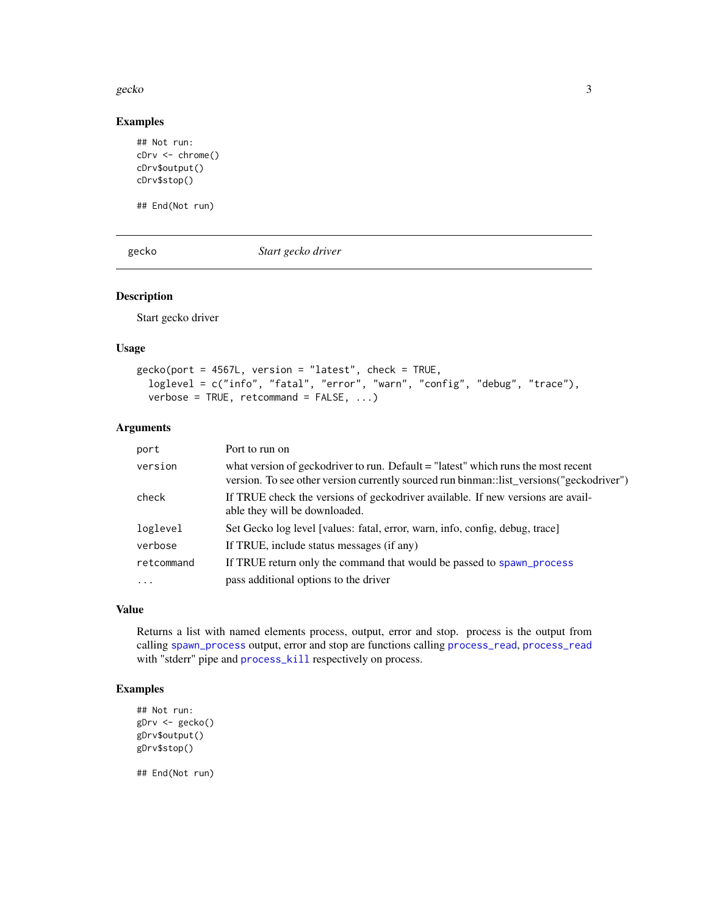### Examples

```
## Not run:
cDrv <- chrome()
cDrv$output()
cDrv$stop()

## End(Not run)
```

---

gecko *Start gecko driver*

---

### Description

Start gecko driver

### Usage

```
gecko(port = 4567L, version = "latest", check = TRUE,
  loglevel = c("info", "fatal", "error", "warn", "config", "debug", "trace"),
  verbose = TRUE, retcommand = FALSE, ...)
```

### Arguments

| | |
|---|---|
| port | Port to run on |
| version | what version of geckodriver to run. Default = "latest" which runs the most recent version. To see other version currently sourced run binman::list_versions("geckodriver") |
| check | If TRUE check the versions of geckodriver available. If new versions are available they will be downloaded. |
| loglevel | Set Gecko log level [values: fatal, error, warn, info, config, debug, trace] |
| verbose | If TRUE, include status messages (if any) |
| retcommand | If TRUE return only the command that would be passed to spawn_process |
| ... | pass additional options to the driver |

### Value

Returns a list with named elements process, output, error and stop. process is the output from calling spawn_process output, error and stop are functions calling process_read, process_read with "stderr" pipe and process_kill respectively on process.

### Examples

```
## Not run:
gDrv <- gecko()
gDrv$output()
gDrv$stop()

## End(Not run)
```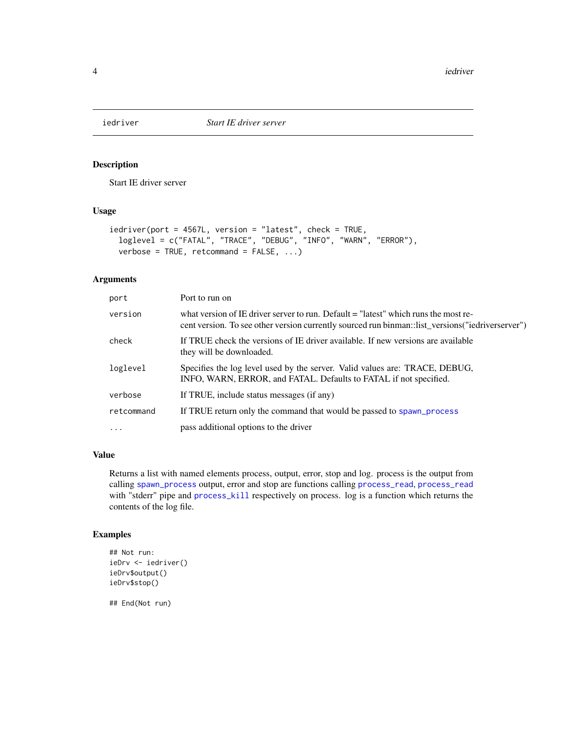## iedriver *Start IE driver server*

### Description

Start IE driver server

### Usage

```
iedriver(port = 4567L, version = "latest", check = TRUE,
  loglevel = c("FATAL", "TRACE", "DEBUG", "INFO", "WARN", "ERROR"),
  verbose = TRUE, retcommand = FALSE, ...)
```

### Arguments

| | |
|---|---|
| `port` | Port to run on |
| `version` | what version of IE driver server to run. Default = "latest" which runs the most recent version. To see other version currently sourced run binman::list_versions("iedriverserver") |
| `check` | If TRUE check the versions of IE driver available. If new versions are available they will be downloaded. |
| `loglevel` | Specifies the log level used by the server. Valid values are: TRACE, DEBUG, INFO, WARN, ERROR, and FATAL. Defaults to FATAL if not specified. |
| `verbose` | If TRUE, include status messages (if any) |
| `retcommand` | If TRUE return only the command that would be passed to `spawn_process` |
| `...` | pass additional options to the driver |

### Value

Returns a list with named elements process, output, error, stop and log. process is the output from calling `spawn_process` output, error and stop are functions calling `process_read`, `process_read` with "stderr" pipe and `process_kill` respectively on process. log is a function which returns the contents of the log file.

### Examples

```
## Not run:
ieDrv <- iedriver()
ieDrv$output()
ieDrv$stop()

## End(Not run)
```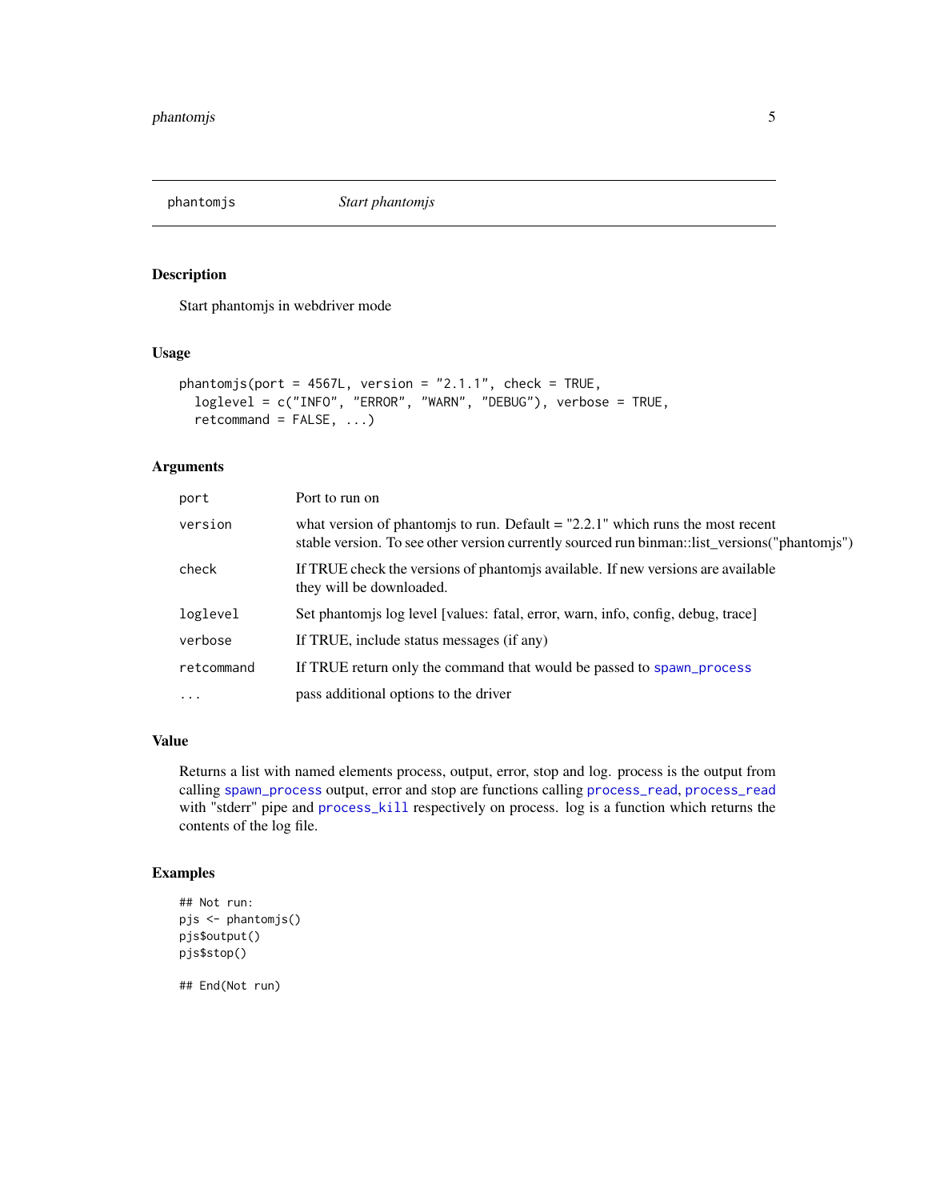phantomjs — *Start phantomjs*

## Description

Start phantomjs in webdriver mode

## Usage

```
phantomjs(port = 4567L, version = "2.1.1", check = TRUE,
  loglevel = c("INFO", "ERROR", "WARN", "DEBUG"), verbose = TRUE,
  retcommand = FALSE, ...)
```

## Arguments

| | |
|---|---|
| `port` | Port to run on |
| `version` | what version of phantomjs to run. Default = "2.2.1" which runs the most recent stable version. To see other version currently sourced run binman::list_versions("phantomjs") |
| `check` | If TRUE check the versions of phantomjs available. If new versions are available they will be downloaded. |
| `loglevel` | Set phantomjs log level [values: fatal, error, warn, info, config, debug, trace] |
| `verbose` | If TRUE, include status messages (if any) |
| `retcommand` | If TRUE return only the command that would be passed to `spawn_process` |
| `...` | pass additional options to the driver |

## Value

Returns a list with named elements process, output, error, stop and log. process is the output from calling `spawn_process` output, error and stop are functions calling `process_read`, `process_read` with "stderr" pipe and `process_kill` respectively on process. log is a function which returns the contents of the log file.

## Examples

```
## Not run:
pjs <- phantomjs()
pjs$output()
pjs$stop()

## End(Not run)
```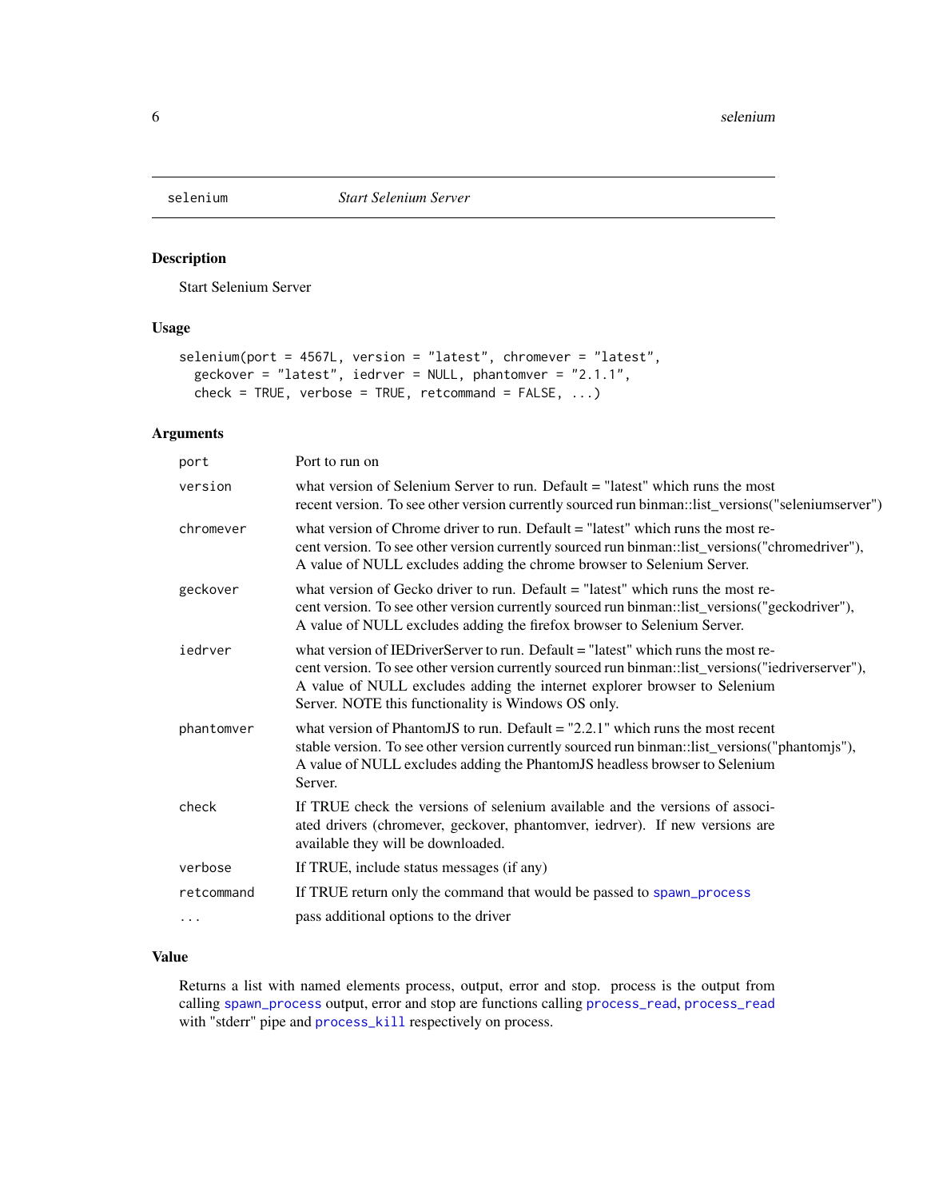## selenium — *Start Selenium Server*

### Description

Start Selenium Server

### Usage

```
selenium(port = 4567L, version = "latest", chromever = "latest",
  geckover = "latest", iedrver = NULL, phantomver = "2.1.1",
  check = TRUE, verbose = TRUE, retcommand = FALSE, ...)
```

### Arguments

| Argument | Description |
| --- | --- |
| `port` | Port to run on |
| `version` | what version of Selenium Server to run. Default = "latest" which runs the most recent version. To see other version currently sourced run binman::list_versions("seleniumserver") |
| `chromever` | what version of Chrome driver to run. Default = "latest" which runs the most recent version. To see other version currently sourced run binman::list_versions("chromedriver"), A value of NULL excludes adding the chrome browser to Selenium Server. |
| `geckover` | what version of Gecko driver to run. Default = "latest" which runs the most recent version. To see other version currently sourced run binman::list_versions("geckodriver"), A value of NULL excludes adding the firefox browser to Selenium Server. |
| `iedrver` | what version of IEDriverServer to run. Default = "latest" which runs the most recent version. To see other version currently sourced run binman::list_versions("iedriverserver"), A value of NULL excludes adding the internet explorer browser to Selenium Server. NOTE this functionality is Windows OS only. |
| `phantomver` | what version of PhantomJS to run. Default = "2.2.1" which runs the most recent stable version. To see other version currently sourced run binman::list_versions("phantomjs"), A value of NULL excludes adding the PhantomJS headless browser to Selenium Server. |
| `check` | If TRUE check the versions of selenium available and the versions of associated drivers (chromever, geckover, phantomver, iedrver). If new versions are available they will be downloaded. |
| `verbose` | If TRUE, include status messages (if any) |
| `retcommand` | If TRUE return only the command that would be passed to `spawn_process` |
| `...` | pass additional options to the driver |

### Value

Returns a list with named elements process, output, error and stop. process is the output from calling `spawn_process` output, error and stop are functions calling `process_read`, `process_read` with "stderr" pipe and `process_kill` respectively on process.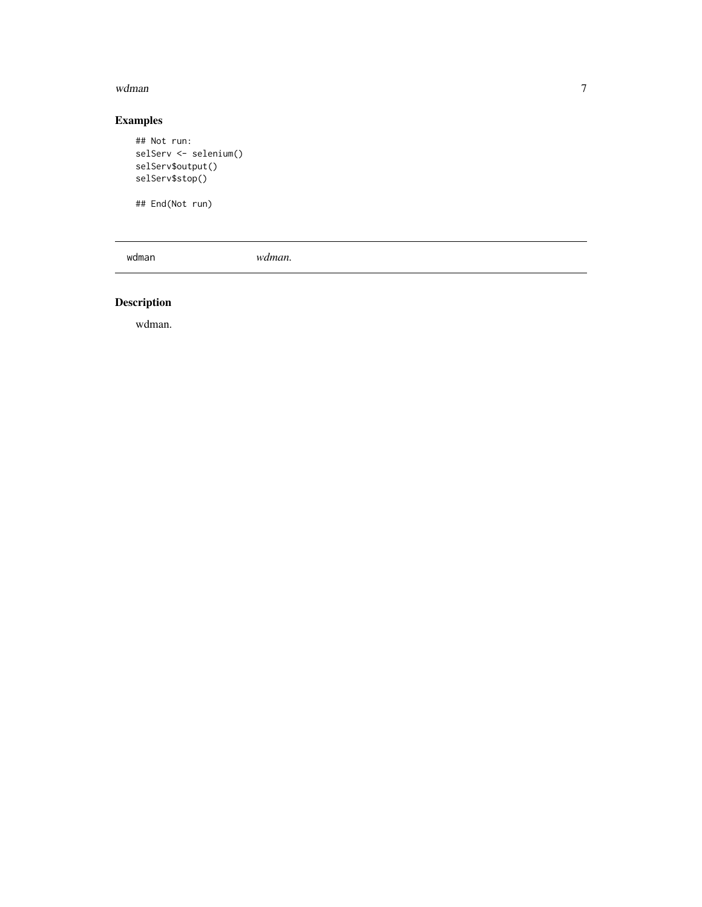## Examples

```
## Not run:
selServ <- selenium()
selServ$output()
selServ$stop()

## End(Not run)
```

---

wdman        *wdman.*

---

## Description

wdman.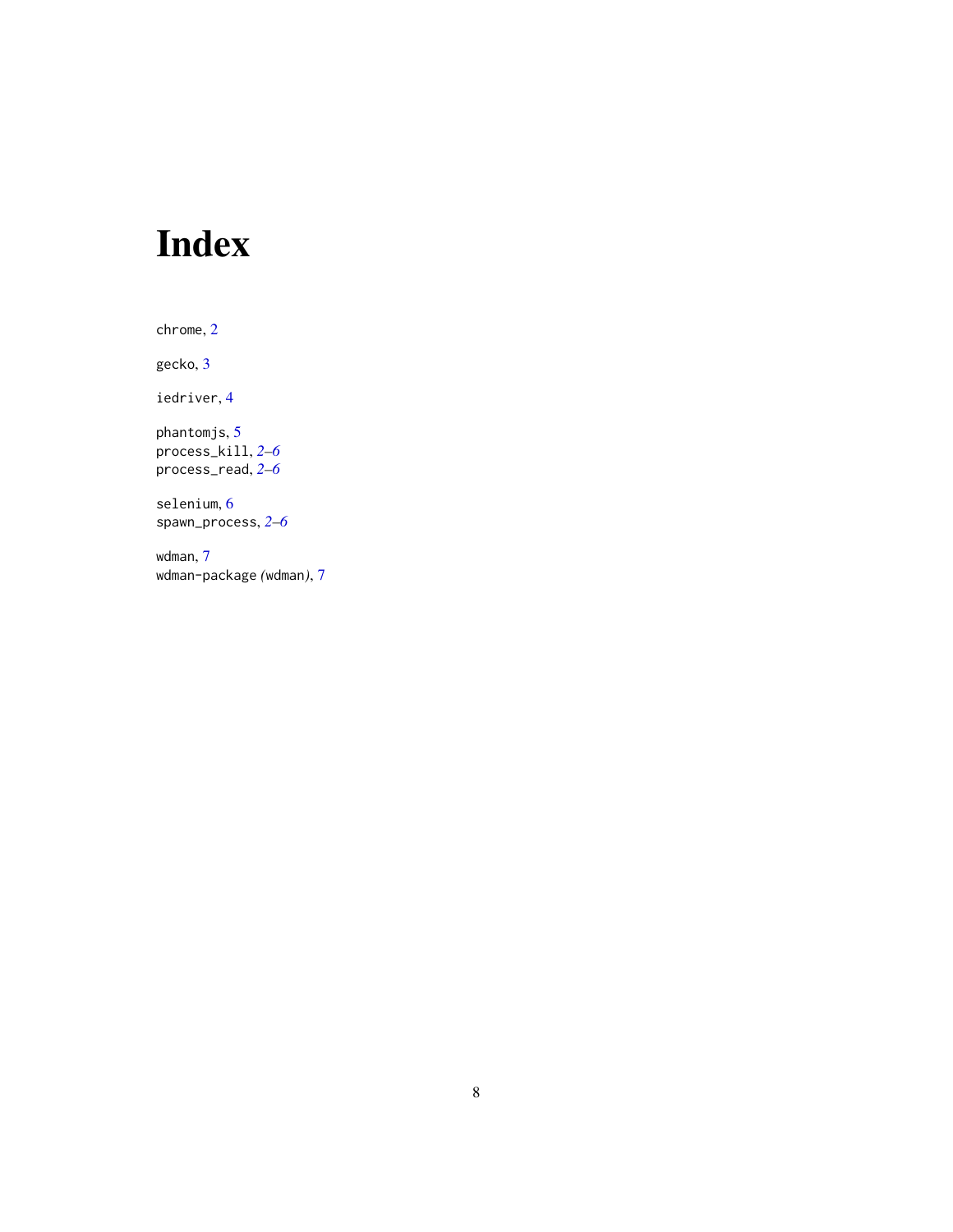# Index

chrome, 2

gecko, 3

iedriver, 4

phantomjs, 5
process_kill, *2–6*
process_read, *2–6*

selenium, 6
spawn_process, *2–6*

wdman, 7
wdman-package *(*wdman*)*, 7